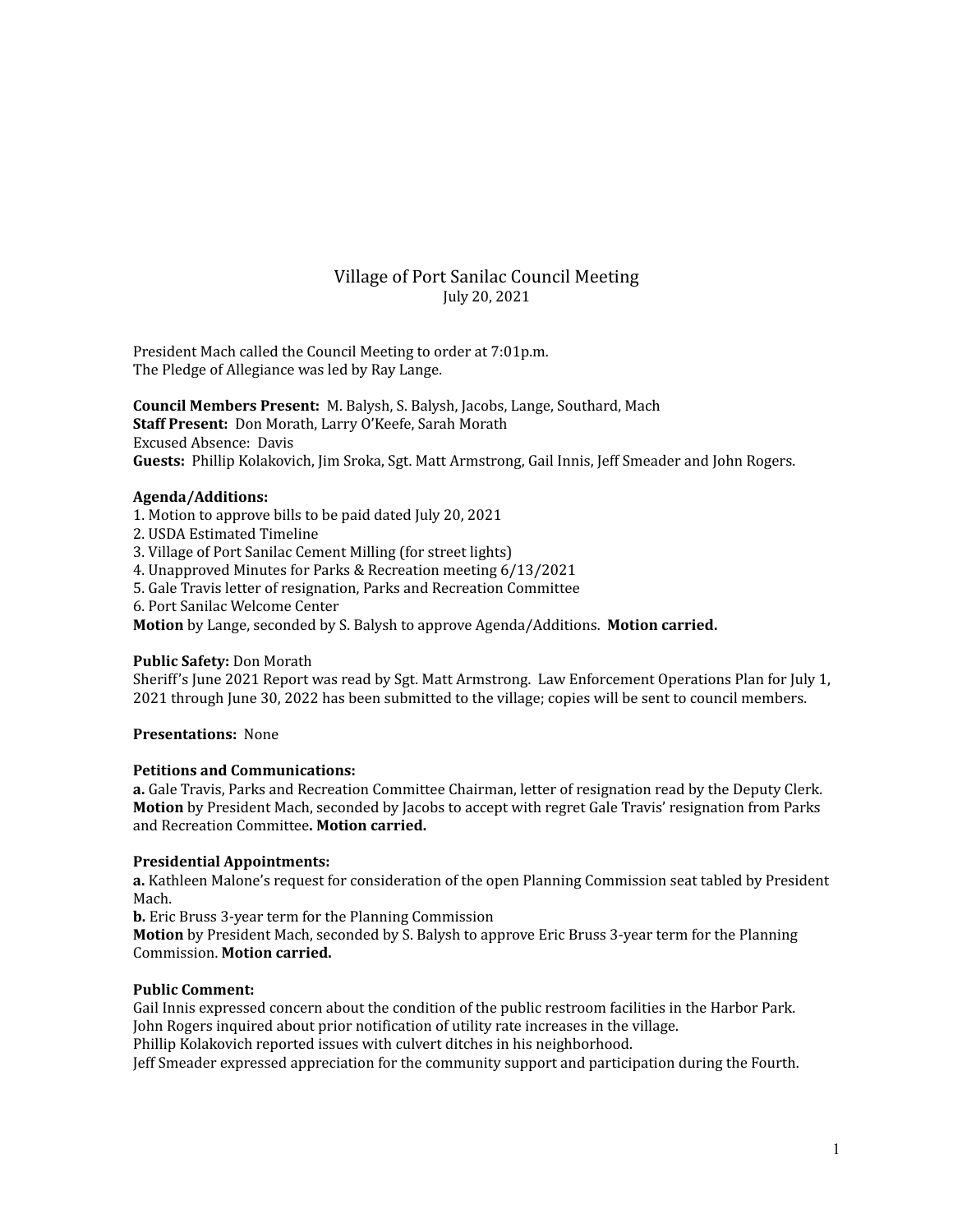# Village of Port Sanilac Council Meeting

July 20, 2021

President Mach called the Council Meeting to order at 7:01p.m.
The Pledge of Allegiance was led by Ray Lange.

**Council Members Present:** M. Balysh, S. Balysh, Jacobs, Lange, Southard, Mach
**Staff Present:** Don Morath, Larry O'Keefe, Sarah Morath
Excused Absence: Davis
**Guests:** Phillip Kolakovich, Jim Sroka, Sgt. Matt Armstrong, Gail Innis, Jeff Smeader and John Rogers.

**Agenda/Additions:**

1. Motion to approve bills to be paid dated July 20, 2021
2. USDA Estimated Timeline
3. Village of Port Sanilac Cement Milling (for street lights)
4. Unapproved Minutes for Parks & Recreation meeting 6/13/2021
5. Gale Travis letter of resignation, Parks and Recreation Committee
6. Port Sanilac Welcome Center

**Motion** by Lange, seconded by S. Balysh to approve Agenda/Additions. **Motion carried.**

**Public Safety:** Don Morath
Sheriff's June 2021 Report was read by Sgt. Matt Armstrong. Law Enforcement Operations Plan for July 1, 2021 through June 30, 2022 has been submitted to the village; copies will be sent to council members.

**Presentations:** None

**Petitions and Communications:**
**a.** Gale Travis, Parks and Recreation Committee Chairman, letter of resignation read by the Deputy Clerk.
**Motion** by President Mach, seconded by Jacobs to accept with regret Gale Travis' resignation from Parks and Recreation Committee**. Motion carried.**

**Presidential Appointments:**
**a.** Kathleen Malone's request for consideration of the open Planning Commission seat tabled by President Mach.
**b.** Eric Bruss 3-year term for the Planning Commission
**Motion** by President Mach, seconded by S. Balysh to approve Eric Bruss 3-year term for the Planning Commission. **Motion carried.**

**Public Comment:**
Gail Innis expressed concern about the condition of the public restroom facilities in the Harbor Park.
John Rogers inquired about prior notification of utility rate increases in the village.
Phillip Kolakovich reported issues with culvert ditches in his neighborhood.
Jeff Smeader expressed appreciation for the community support and participation during the Fourth.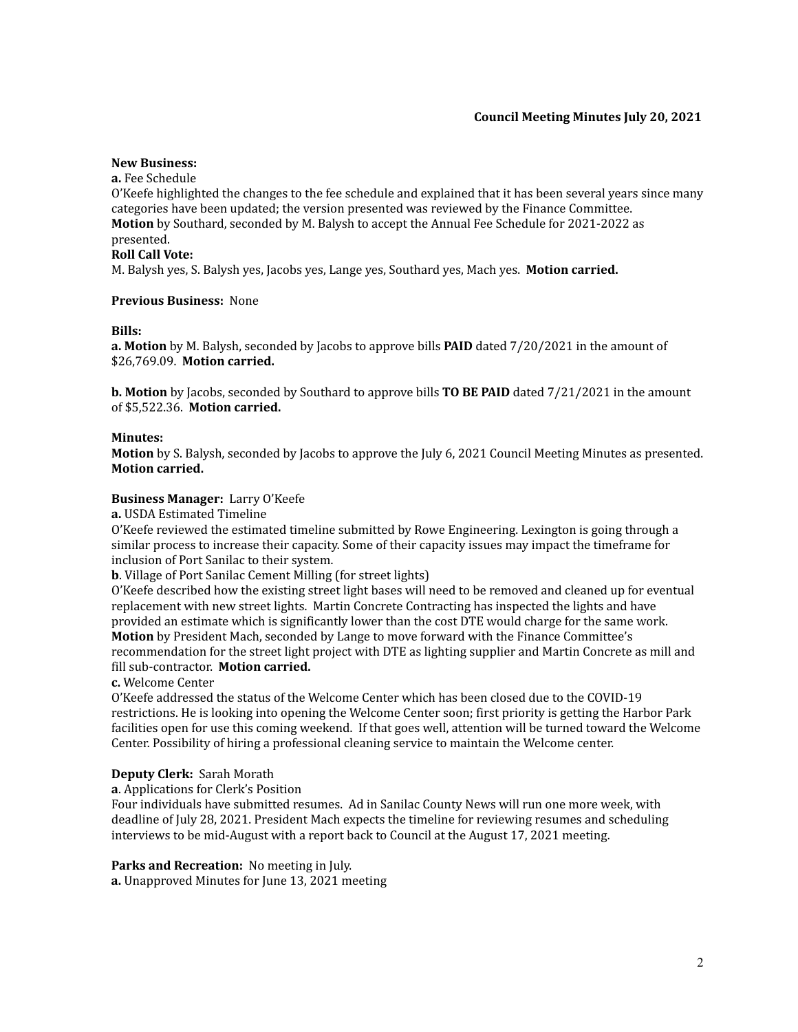**Council Meeting Minutes July 20, 2021**

**New Business:**

**a.** Fee Schedule

O'Keefe highlighted the changes to the fee schedule and explained that it has been several years since many categories have been updated; the version presented was reviewed by the Finance Committee.

**Motion** by Southard, seconded by M. Balysh to accept the Annual Fee Schedule for 2021-2022 as presented.

**Roll Call Vote:**

M. Balysh yes, S. Balysh yes, Jacobs yes, Lange yes, Southard yes, Mach yes. **Motion carried.**

**Previous Business:** None

**Bills:**

**a. Motion** by M. Balysh, seconded by Jacobs to approve bills **PAID** dated 7/20/2021 in the amount of $26,769.09. **Motion carried.**

**b. Motion** by Jacobs, seconded by Southard to approve bills **TO BE PAID** dated 7/21/2021 in the amount of $5,522.36. **Motion carried.**

**Minutes:**

**Motion** by S. Balysh, seconded by Jacobs to approve the July 6, 2021 Council Meeting Minutes as presented. **Motion carried.**

**Business Manager:** Larry O'Keefe

**a.** USDA Estimated Timeline

O'Keefe reviewed the estimated timeline submitted by Rowe Engineering. Lexington is going through a similar process to increase their capacity. Some of their capacity issues may impact the timeframe for inclusion of Port Sanilac to their system.

**b**. Village of Port Sanilac Cement Milling (for street lights)

O'Keefe described how the existing street light bases will need to be removed and cleaned up for eventual replacement with new street lights. Martin Concrete Contracting has inspected the lights and have provided an estimate which is significantly lower than the cost DTE would charge for the same work.

**Motion** by President Mach, seconded by Lange to move forward with the Finance Committee's recommendation for the street light project with DTE as lighting supplier and Martin Concrete as mill and fill sub-contractor. **Motion carried.**

**c.** Welcome Center

O'Keefe addressed the status of the Welcome Center which has been closed due to the COVID-19 restrictions. He is looking into opening the Welcome Center soon; first priority is getting the Harbor Park facilities open for use this coming weekend. If that goes well, attention will be turned toward the Welcome Center. Possibility of hiring a professional cleaning service to maintain the Welcome center.

**Deputy Clerk:** Sarah Morath

**a**. Applications for Clerk's Position

Four individuals have submitted resumes. Ad in Sanilac County News will run one more week, with deadline of July 28, 2021. President Mach expects the timeline for reviewing resumes and scheduling interviews to be mid-August with a report back to Council at the August 17, 2021 meeting.

**Parks and Recreation:** No meeting in July.

**a.** Unapproved Minutes for June 13, 2021 meeting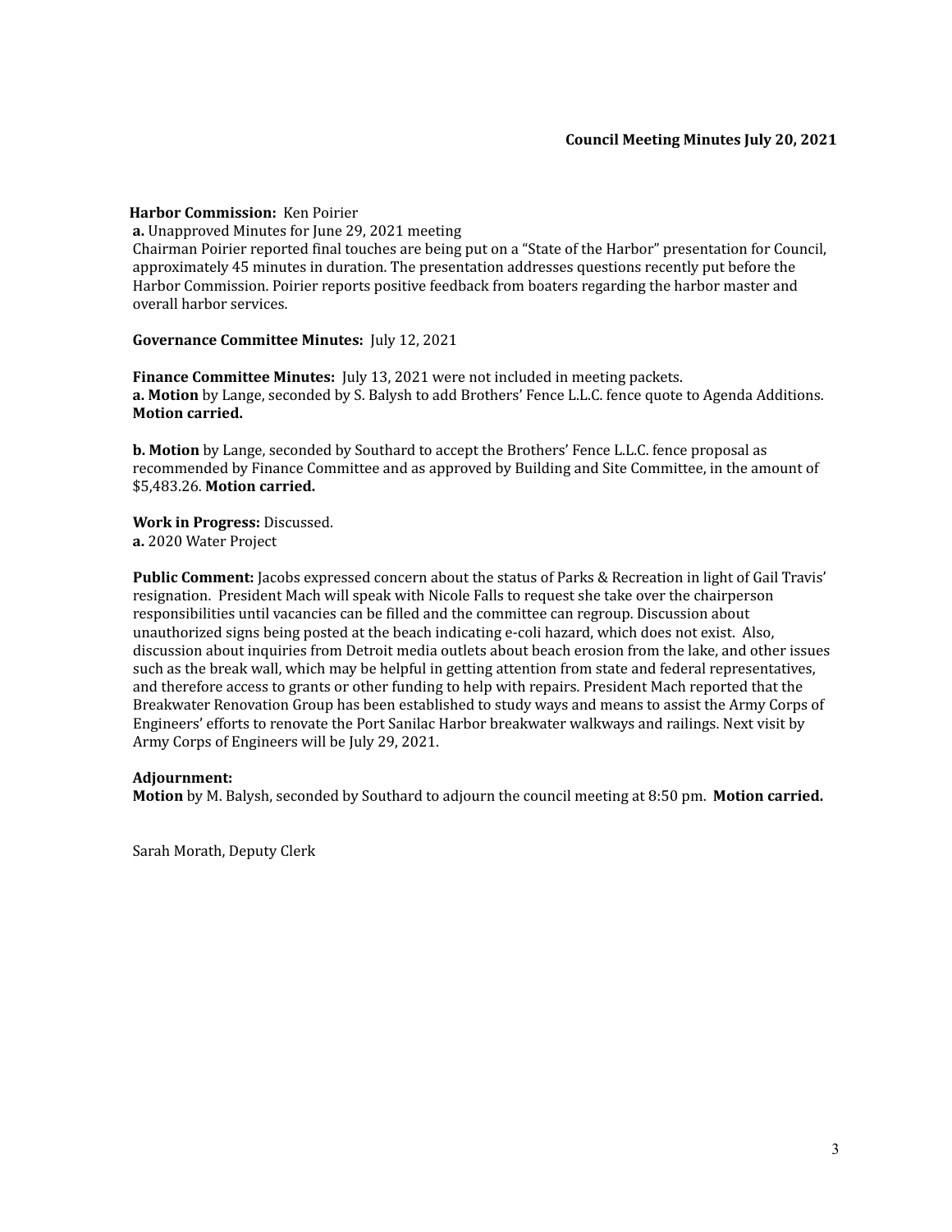**Council Meeting Minutes July 20, 2021**

**Harbor Commission:** Ken Poirier

**a.** Unapproved Minutes for June 29, 2021 meeting

Chairman Poirier reported final touches are being put on a "State of the Harbor" presentation for Council, approximately 45 minutes in duration. The presentation addresses questions recently put before the Harbor Commission. Poirier reports positive feedback from boaters regarding the harbor master and overall harbor services.

**Governance Committee Minutes:** July 12, 2021

**Finance Committee Minutes:** July 13, 2021 were not included in meeting packets.

**a. Motion** by Lange, seconded by S. Balysh to add Brothers' Fence L.L.C. fence quote to Agenda Additions. **Motion carried.**

**b. Motion** by Lange, seconded by Southard to accept the Brothers' Fence L.L.C. fence proposal as recommended by Finance Committee and as approved by Building and Site Committee, in the amount of $5,483.26. **Motion carried.**

**Work in Progress:** Discussed.

**a.** 2020 Water Project

**Public Comment:** Jacobs expressed concern about the status of Parks & Recreation in light of Gail Travis' resignation. President Mach will speak with Nicole Falls to request she take over the chairperson responsibilities until vacancies can be filled and the committee can regroup. Discussion about unauthorized signs being posted at the beach indicating e-coli hazard, which does not exist. Also, discussion about inquiries from Detroit media outlets about beach erosion from the lake, and other issues such as the break wall, which may be helpful in getting attention from state and federal representatives, and therefore access to grants or other funding to help with repairs. President Mach reported that the Breakwater Renovation Group has been established to study ways and means to assist the Army Corps of Engineers' efforts to renovate the Port Sanilac Harbor breakwater walkways and railings. Next visit by Army Corps of Engineers will be July 29, 2021.

**Adjournment:**

**Motion** by M. Balysh, seconded by Southard to adjourn the council meeting at 8:50 pm. **Motion carried.**

Sarah Morath, Deputy Clerk